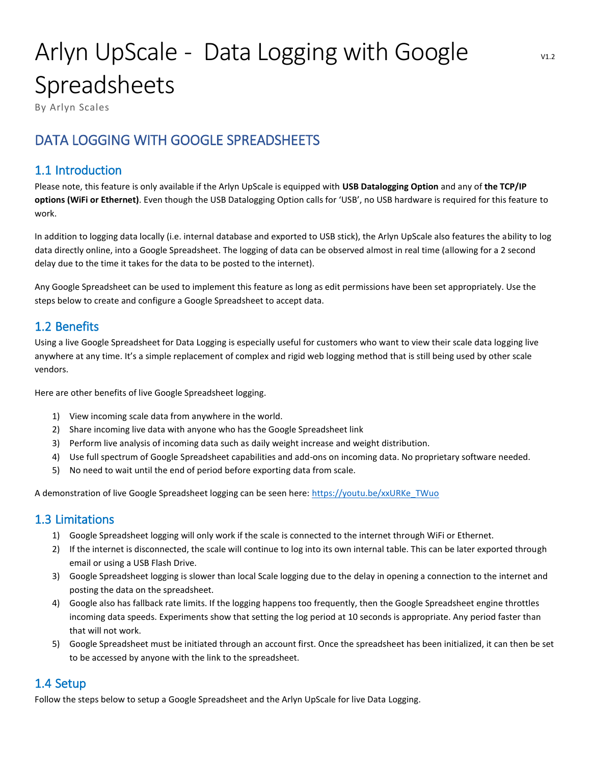# Arlyn UpScale - Data Logging with Google Spreadsheets

V1.2

By Arlyn Scales

## DATA LOGGING WITH GOOGLE SPREADSHEETS

### 1.1 Introduction

Please note, this feature is only available if the Arlyn UpScale is equipped with **USB Datalogging Option** and any of **the TCP/IP options (WiFi or Ethernet)**. Even though the USB Datalogging Option calls for 'USB', no USB hardware is required for this feature to work.

In addition to logging data locally (i.e. internal database and exported to USB stick), the Arlyn UpScale also features the ability to log data directly online, into a Google Spreadsheet. The logging of data can be observed almost in real time (allowing for a 2 second delay due to the time it takes for the data to be posted to the internet).

Any Google Spreadsheet can be used to implement this feature as long as edit permissions have been set appropriately. Use the steps below to create and configure a Google Spreadsheet to accept data.

### 1.2 Benefits

Using a live Google Spreadsheet for Data Logging is especially useful for customers who want to view their scale data logging live anywhere at any time. It's a simple replacement of complex and rigid web logging method that is still being used by other scale vendors.

Here are other benefits of live Google Spreadsheet logging.

1) View incoming scale data from anywhere in the world.
2) Share incoming live data with anyone who has the Google Spreadsheet link
3) Perform live analysis of incoming data such as daily weight increase and weight distribution.
4) Use full spectrum of Google Spreadsheet capabilities and add-ons on incoming data. No proprietary software needed.
5) No need to wait until the end of period before exporting data from scale.

A demonstration of live Google Spreadsheet logging can be seen here: https://youtu.be/xxURKe_TWuo

### 1.3 Limitations

1) Google Spreadsheet logging will only work if the scale is connected to the internet through WiFi or Ethernet.
2) If the internet is disconnected, the scale will continue to log into its own internal table. This can be later exported through email or using a USB Flash Drive.
3) Google Spreadsheet logging is slower than local Scale logging due to the delay in opening a connection to the internet and posting the data on the spreadsheet.
4) Google also has fallback rate limits. If the logging happens too frequently, then the Google Spreadsheet engine throttles incoming data speeds. Experiments show that setting the log period at 10 seconds is appropriate. Any period faster than that will not work.
5) Google Spreadsheet must be initiated through an account first. Once the spreadsheet has been initialized, it can then be set to be accessed by anyone with the link to the spreadsheet.

### 1.4 Setup

Follow the steps below to setup a Google Spreadsheet and the Arlyn UpScale for live Data Logging.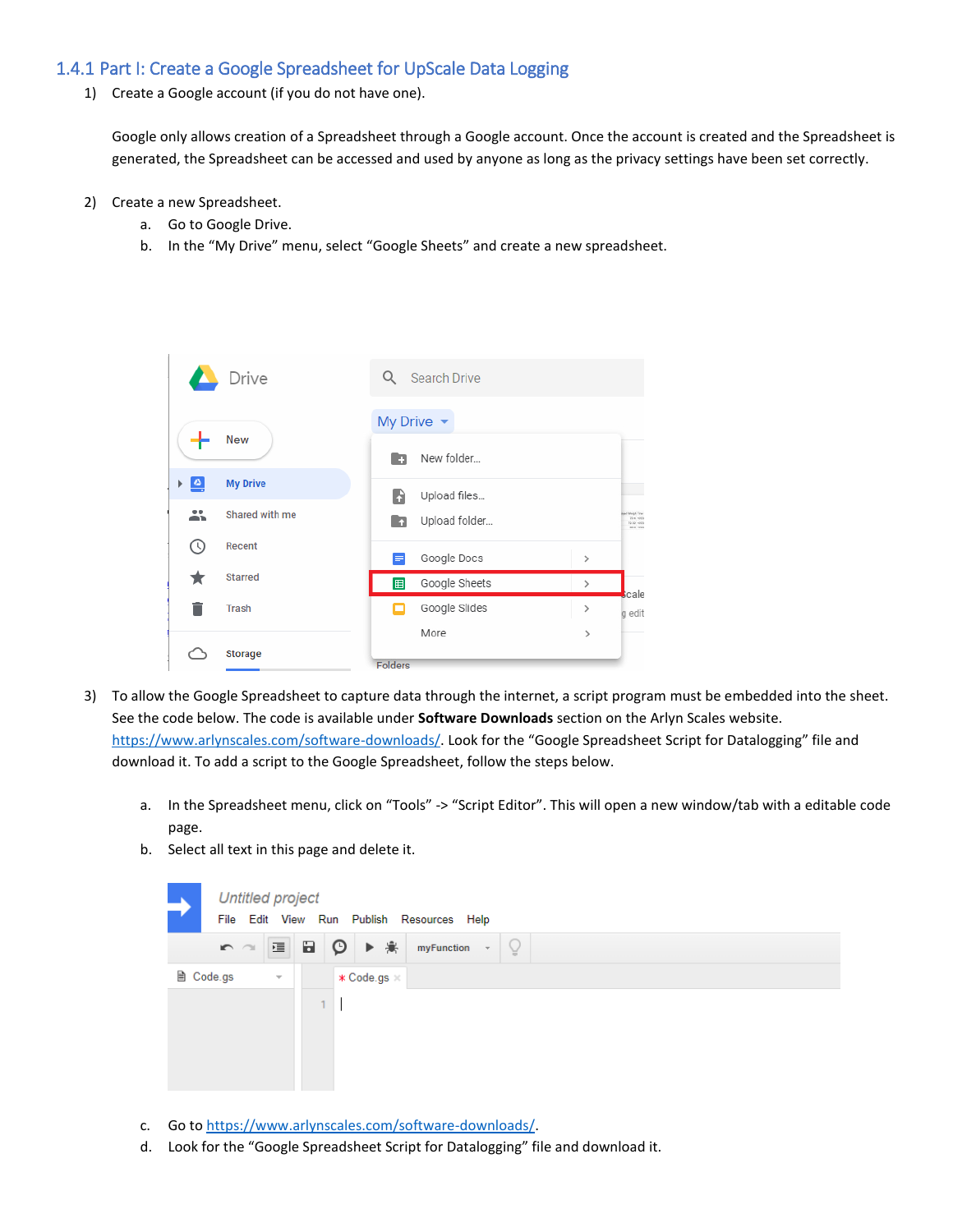### 1.4.1 Part I: Create a Google Spreadsheet for UpScale Data Logging

1) Create a Google account (if you do not have one).

   Google only allows creation of a Spreadsheet through a Google account. Once the account is created and the Spreadsheet is generated, the Spreadsheet can be accessed and used by anyone as long as the privacy settings have been set correctly.

2) Create a new Spreadsheet.
   a. Go to Google Drive.
   b. In the "My Drive" menu, select "Google Sheets" and create a new spreadsheet.

3) To allow the Google Spreadsheet to capture data through the internet, a script program must be embedded into the sheet. See the code below. The code is available under **Software Downloads** section on the Arlyn Scales website. https://www.arlynscales.com/software-downloads/. Look for the "Google Spreadsheet Script for Datalogging" file and download it. To add a script to the Google Spreadsheet, follow the steps below.

   a. In the Spreadsheet menu, click on "Tools" -> "Script Editor". This will open a new window/tab with a editable code page.
   b. Select all text in this page and delete it.

   c. Go to https://www.arlynscales.com/software-downloads/.
   d. Look for the "Google Spreadsheet Script for Datalogging" file and download it.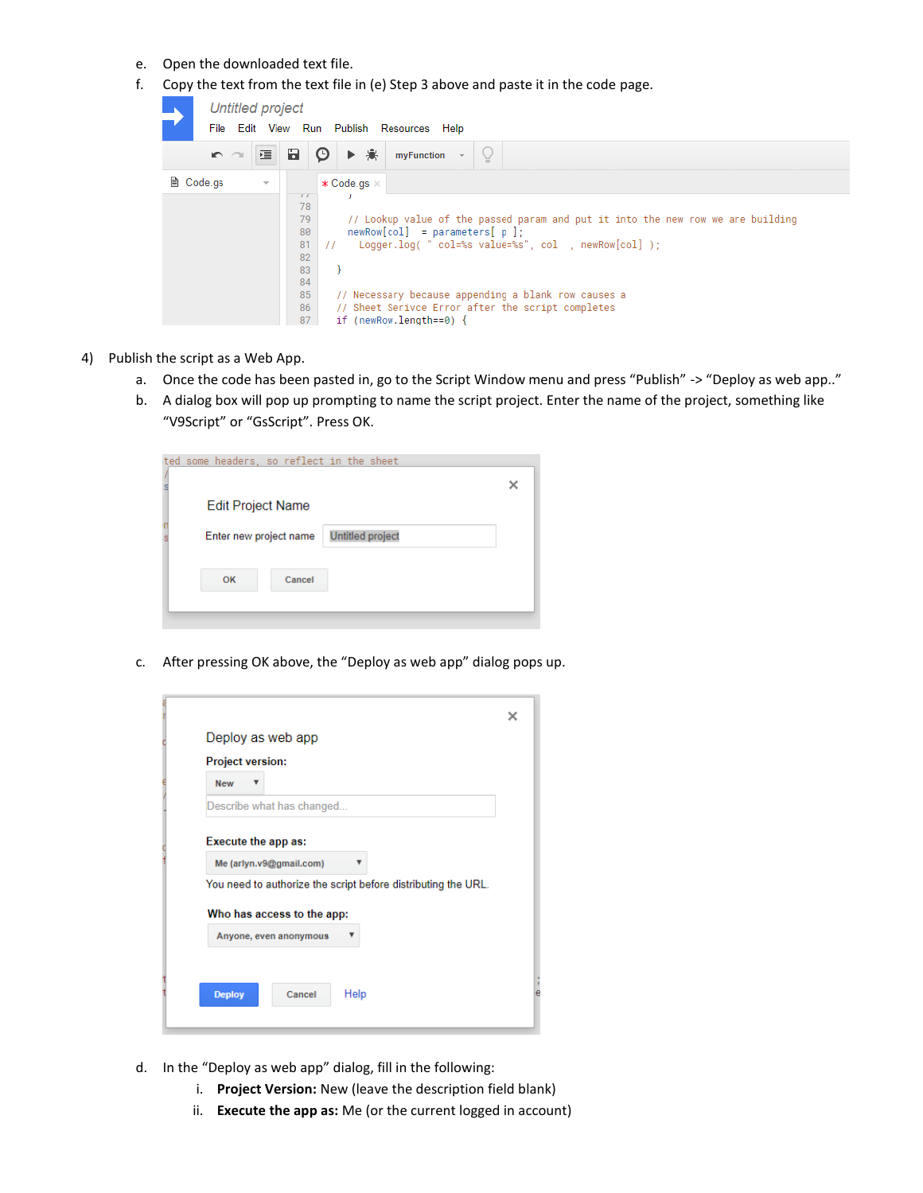e. Open the downloaded text file.

f. Copy the text from the text file in (e) Step 3 above and paste it in the code page.

4) Publish the script as a Web App.

a. Once the code has been pasted in, go to the Script Window menu and press "Publish" -> "Deploy as web app.."

b. A dialog box will pop up prompting to name the script project. Enter the name of the project, something like "V9Script" or "GsScript". Press OK.

c. After pressing OK above, the "Deploy as web app" dialog pops up.

d. In the "Deploy as web app" dialog, fill in the following:

   i. **Project Version:** New (leave the description field blank)

   ii. **Execute the app as:** Me (or the current logged in account)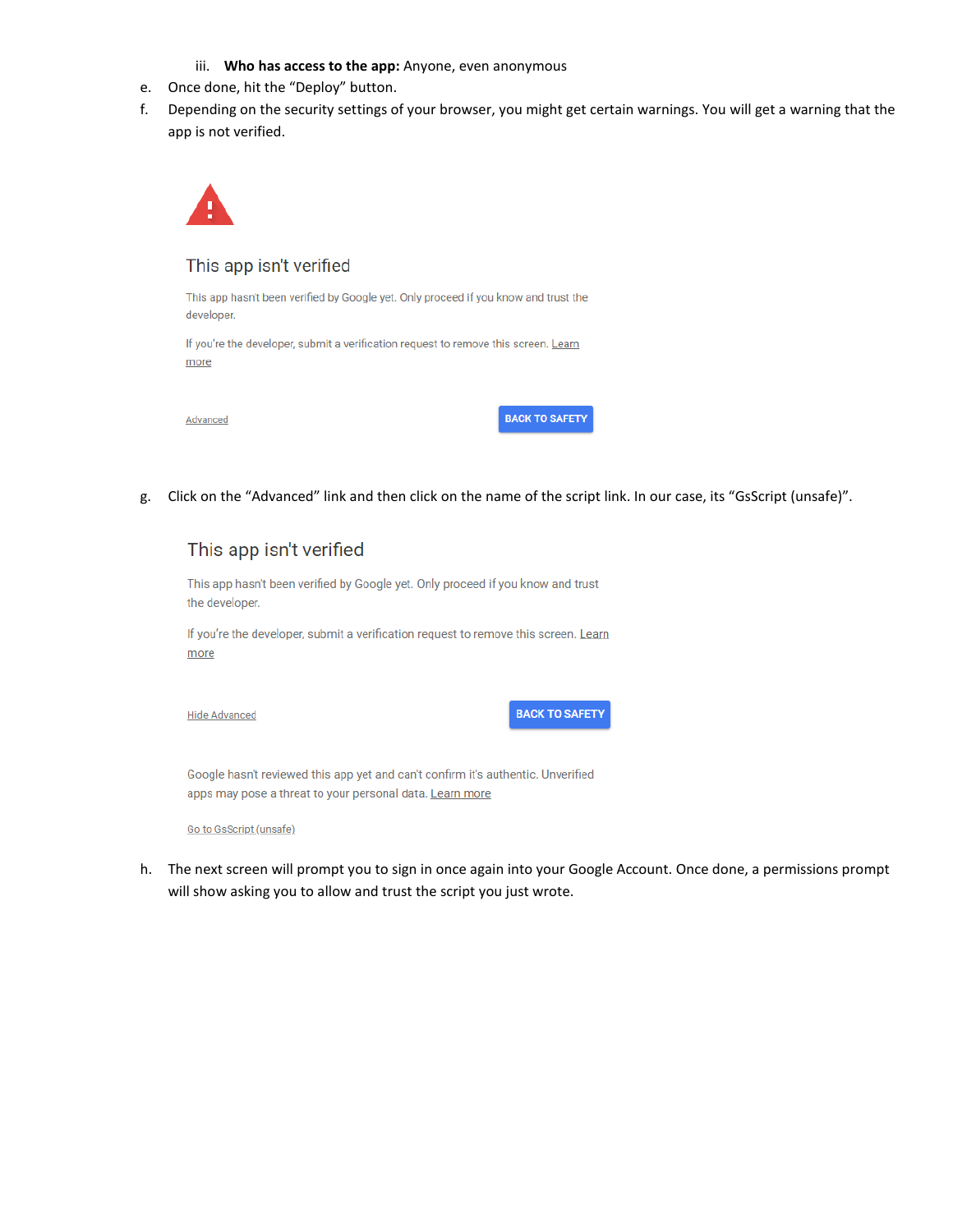iii. **Who has access to the app:** Anyone, even anonymous

e. Once done, hit the "Deploy" button.

f. Depending on the security settings of your browser, you might get certain warnings. You will get a warning that the app is not verified.

This app isn't verified

This app hasn't been verified by Google yet. Only proceed if you know and trust the developer.

If you're the developer, submit a verification request to remove this screen. Learn more

Advanced                BACK TO SAFETY

g. Click on the "Advanced" link and then click on the name of the script link. In our case, its "GsScript (unsafe)".

This app isn't verified

This app hasn't been verified by Google yet. Only proceed if you know and trust the developer.

If you're the developer, submit a verification request to remove this screen. Learn more

Hide Advanced                BACK TO SAFETY

Google hasn't reviewed this app yet and can't confirm it's authentic. Unverified apps may pose a threat to your personal data. Learn more

Go to GsScript (unsafe)

h. The next screen will prompt you to sign in once again into your Google Account. Once done, a permissions prompt will show asking you to allow and trust the script you just wrote.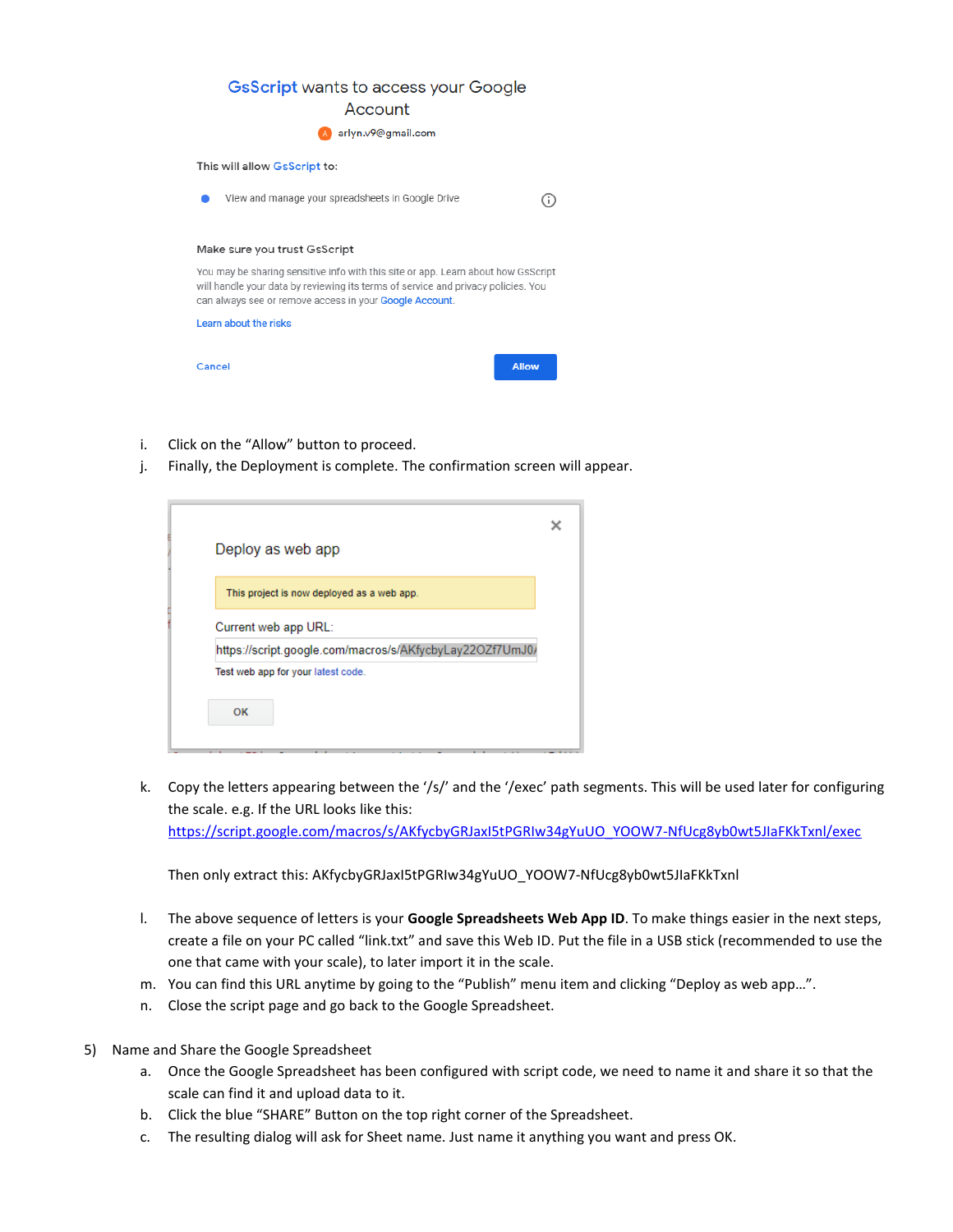i. Click on the "Allow" button to proceed.
j. Finally, the Deployment is complete. The confirmation screen will appear.

k. Copy the letters appearing between the '/s/' and the '/exec' path segments. This will be used later for configuring the scale. e.g. If the URL looks like this:
[https://script.google.com/macros/s/AKfycbyGRJaxI5tPGRIw34gYuUO_YOOW7-NfUcg8yb0wt5JlaFKkTxnl/exec](https://script.google.com/macros/s/AKfycbyGRJaxI5tPGRIw34gYuUO_YOOW7-NfUcg8yb0wt5JlaFKkTxnl/exec)

   Then only extract this: AKfycbyGRJaxI5tPGRIw34gYuUO_YOOW7-NfUcg8yb0wt5JlaFKkTxnl

l. The above sequence of letters is your **Google Spreadsheets Web App ID**. To make things easier in the next steps, create a file on your PC called "link.txt" and save this Web ID. Put the file in a USB stick (recommended to use the one that came with your scale), to later import it in the scale.
m. You can find this URL anytime by going to the "Publish" menu item and clicking "Deploy as web app…".
n. Close the script page and go back to the Google Spreadsheet.

5) Name and Share the Google Spreadsheet
   a. Once the Google Spreadsheet has been configured with script code, we need to name it and share it so that the scale can find it and upload data to it.
   b. Click the blue "SHARE" Button on the top right corner of the Spreadsheet.
   c. The resulting dialog will ask for Sheet name. Just name it anything you want and press OK.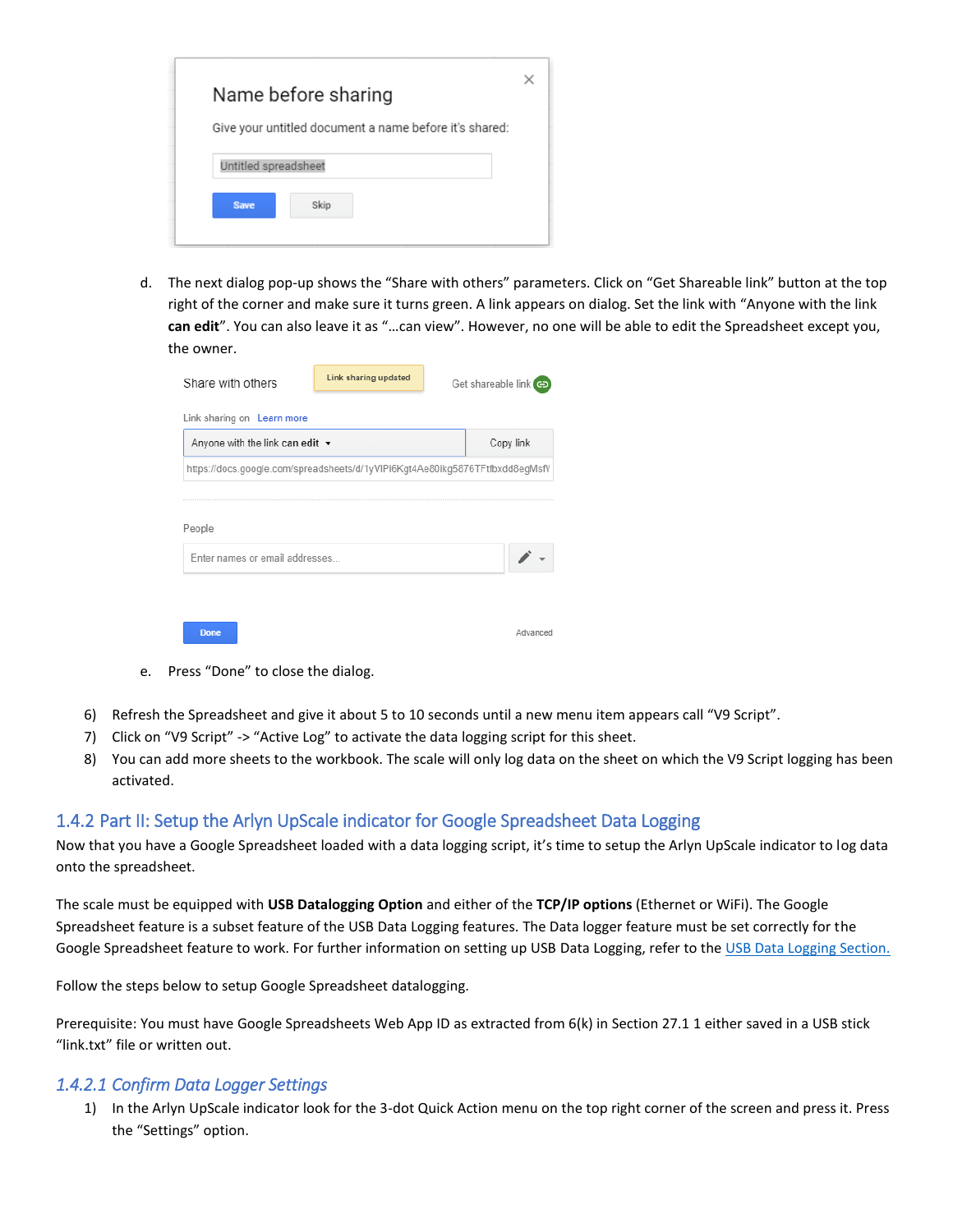d. The next dialog pop-up shows the "Share with others" parameters. Click on "Get Shareable link" button at the top right of the corner and make sure it turns green. A link appears on dialog. Set the link with "Anyone with the link **can edit**". You can also leave it as "…can view". However, no one will be able to edit the Spreadsheet except you, the owner.

e. Press "Done" to close the dialog.

6) Refresh the Spreadsheet and give it about 5 to 10 seconds until a new menu item appears call "V9 Script".
7) Click on "V9 Script" -> "Active Log" to activate the data logging script for this sheet.
8) You can add more sheets to the workbook. The scale will only log data on the sheet on which the V9 Script logging has been activated.

## 1.4.2 Part II: Setup the Arlyn UpScale indicator for Google Spreadsheet Data Logging

Now that you have a Google Spreadsheet loaded with a data logging script, it's time to setup the Arlyn UpScale indicator to log data onto the spreadsheet.

The scale must be equipped with **USB Datalogging Option** and either of the **TCP/IP options** (Ethernet or WiFi). The Google Spreadsheet feature is a subset feature of the USB Data Logging features. The Data logger feature must be set correctly for the Google Spreadsheet feature to work. For further information on setting up USB Data Logging, refer to the USB Data Logging Section.

Follow the steps below to setup Google Spreadsheet datalogging.

Prerequisite: You must have Google Spreadsheets Web App ID as extracted from 6(k) in Section 27.1 1 either saved in a USB stick "link.txt" file or written out.

### *1.4.2.1 Confirm Data Logger Settings*

1) In the Arlyn UpScale indicator look for the 3-dot Quick Action menu on the top right corner of the screen and press it. Press the "Settings" option.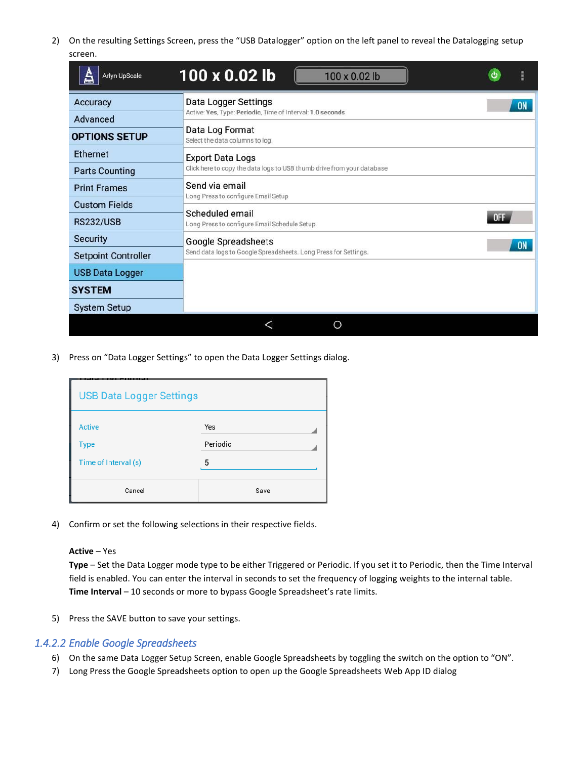2) On the resulting Settings Screen, press the "USB Datalogger" option on the left panel to reveal the Datalogging setup screen.

3) Press on "Data Logger Settings" to open the Data Logger Settings dialog.

4) Confirm or set the following selections in their respective fields.

   **Active** – Yes
   **Type** – Set the Data Logger mode type to be either Triggered or Periodic. If you set it to Periodic, then the Time Interval field is enabled. You can enter the interval in seconds to set the frequency of logging weights to the internal table.
   **Time Interval** – 10 seconds or more to bypass Google Spreadsheet's rate limits.

5) Press the SAVE button to save your settings.

### *1.4.2.2 Enable Google Spreadsheets*

6) On the same Data Logger Setup Screen, enable Google Spreadsheets by toggling the switch on the option to "ON".
7) Long Press the Google Spreadsheets option to open up the Google Spreadsheets Web App ID dialog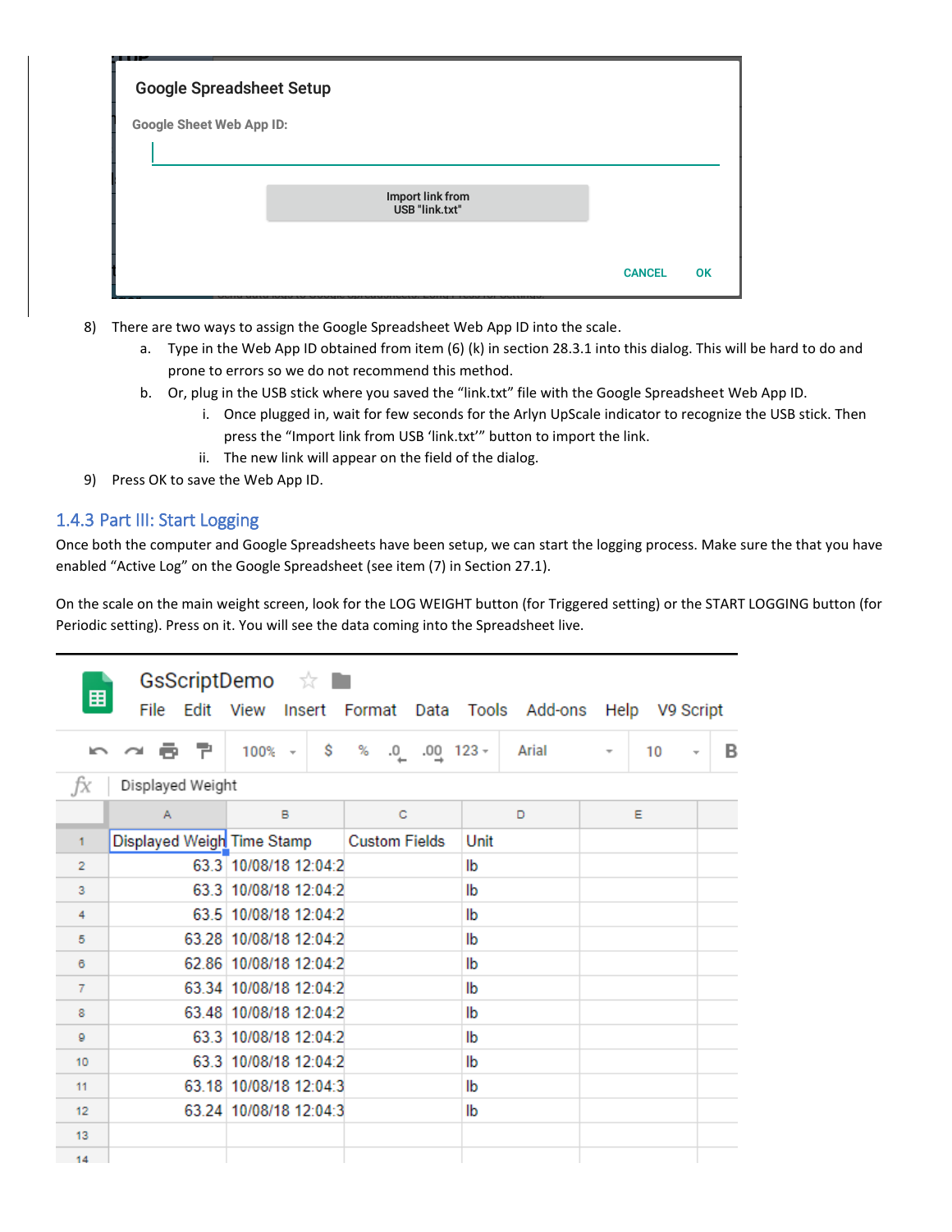Google Spreadsheet Setup

Google Sheet Web App ID:

Import link from USB "link.txt"

CANCEL OK

8) There are two ways to assign the Google Spreadsheet Web App ID into the scale.
    a. Type in the Web App ID obtained from item (6) (k) in section 28.3.1 into this dialog. This will be hard to do and prone to errors so we do not recommend this method.
    b. Or, plug in the USB stick where you saved the "link.txt" file with the Google Spreadsheet Web App ID.
        i. Once plugged in, wait for few seconds for the Arlyn UpScale indicator to recognize the USB stick. Then press the "Import link from USB 'link.txt'" button to import the link.
        ii. The new link will appear on the field of the dialog.
9) Press OK to save the Web App ID.

### 1.4.3 Part III: Start Logging

Once both the computer and Google Spreadsheets have been setup, we can start the logging process. Make sure the that you have enabled "Active Log" on the Google Spreadsheet (see item (7) in Section 27.1).

On the scale on the main weight screen, look for the LOG WEIGHT button (for Triggered setting) or the START LOGGING button (for Periodic setting). Press on it. You will see the data coming into the Spreadsheet live.

GsScriptDemo

File Edit View Insert Format Data Tools Add-ons Help V9 Script

| | A | B | C | D | E |
|---|---|---|---|---|---|
| 1 | Displayed Weigh | Time Stamp | Custom Fields | Unit | |
| 2 | 63.3 | 10/08/18 12:04:2 | | lb | |
| 3 | 63.3 | 10/08/18 12:04:2 | | lb | |
| 4 | 63.5 | 10/08/18 12:04:2 | | lb | |
| 5 | 63.28 | 10/08/18 12:04:2 | | lb | |
| 6 | 62.86 | 10/08/18 12:04:2 | | lb | |
| 7 | 63.34 | 10/08/18 12:04:2 | | lb | |
| 8 | 63.48 | 10/08/18 12:04:2 | | lb | |
| 9 | 63.3 | 10/08/18 12:04:2 | | lb | |
| 10 | 63.3 | 10/08/18 12:04:2 | | lb | |
| 11 | 63.18 | 10/08/18 12:04:3 | | lb | |
| 12 | 63.24 | 10/08/18 12:04:3 | | lb | |
| 13 | | | | | |
| 14 | | | | | |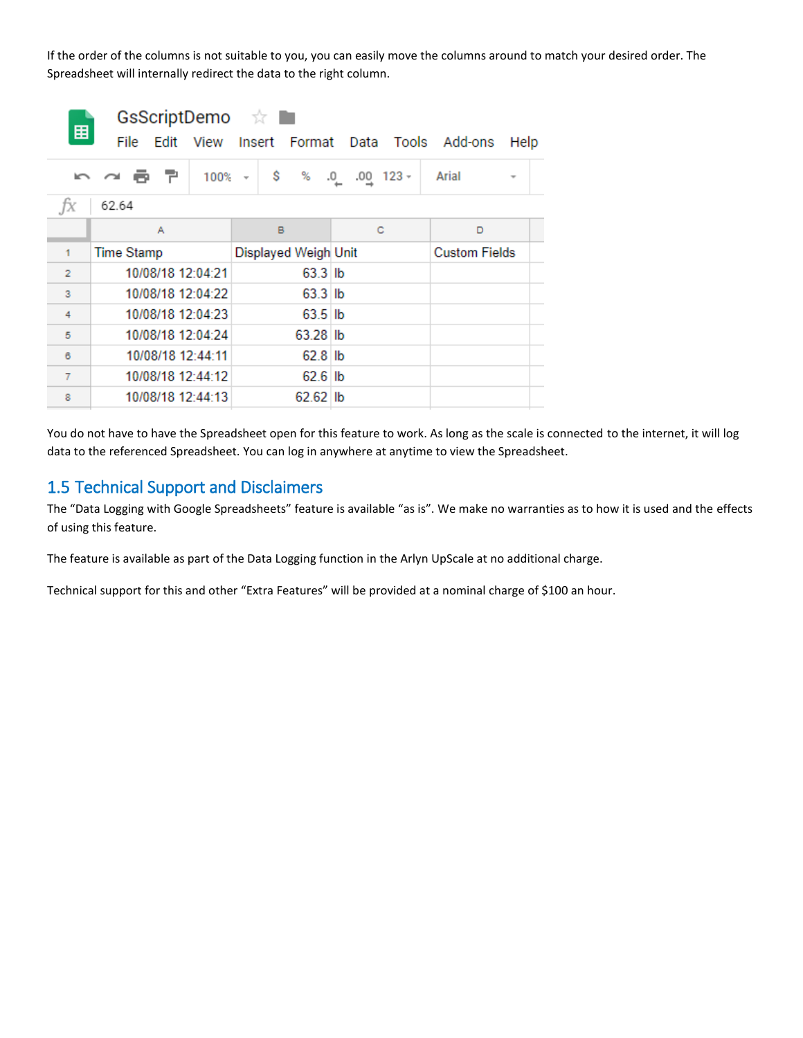If the order of the columns is not suitable to you, you can easily move the columns around to match your desired order. The Spreadsheet will internally redirect the data to the right column.

| Time Stamp | Displayed Weigh | Unit | Custom Fields |
|---|---|---|---|
| 10/08/18 12:04:21 | 63.3 | lb | |
| 10/08/18 12:04:22 | 63.3 | lb | |
| 10/08/18 12:04:23 | 63.5 | lb | |
| 10/08/18 12:04:24 | 63.28 | lb | |
| 10/08/18 12:44:11 | 62.8 | lb | |
| 10/08/18 12:44:12 | 62.6 | lb | |
| 10/08/18 12:44:13 | 62.62 | lb | |

You do not have to have the Spreadsheet open for this feature to work. As long as the scale is connected to the internet, it will log data to the referenced Spreadsheet. You can log in anywhere at anytime to view the Spreadsheet.

## 1.5 Technical Support and Disclaimers

The "Data Logging with Google Spreadsheets" feature is available "as is". We make no warranties as to how it is used and the effects of using this feature.

The feature is available as part of the Data Logging function in the Arlyn UpScale at no additional charge.

Technical support for this and other "Extra Features" will be provided at a nominal charge of $100 an hour.